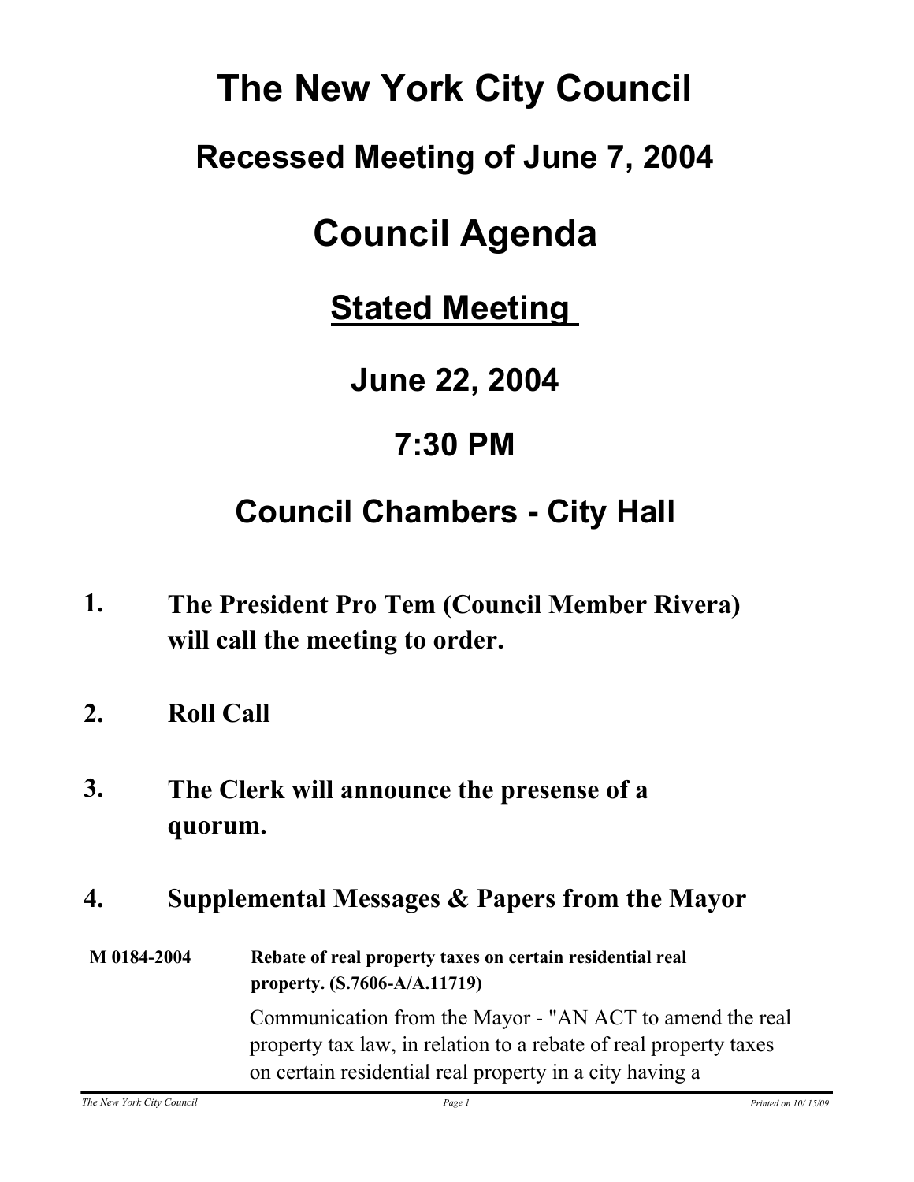# The New York City Council

## Recessed Meeting of June 7, 2004

# Council Agenda

## <u>Stated Meeting</u>

## June 22, 2004

## 7:30 PM

## Council Chambers - City Hall

1. **The President Pro Tem (Council Member Rivera) will call the meeting to order.**

2. **Roll Call**

3. **The Clerk will announce the presense of a quorum.**

4. **Supplemental Messages & Papers from the Mayor**

**M 0184-2004** **Rebate of real property taxes on certain residential real property. (S.7606-A/A.11719)**

Communication from the Mayor - "AN ACT to amend the real property tax law, in relation to a rebate of real property taxes on certain residential real property in a city having a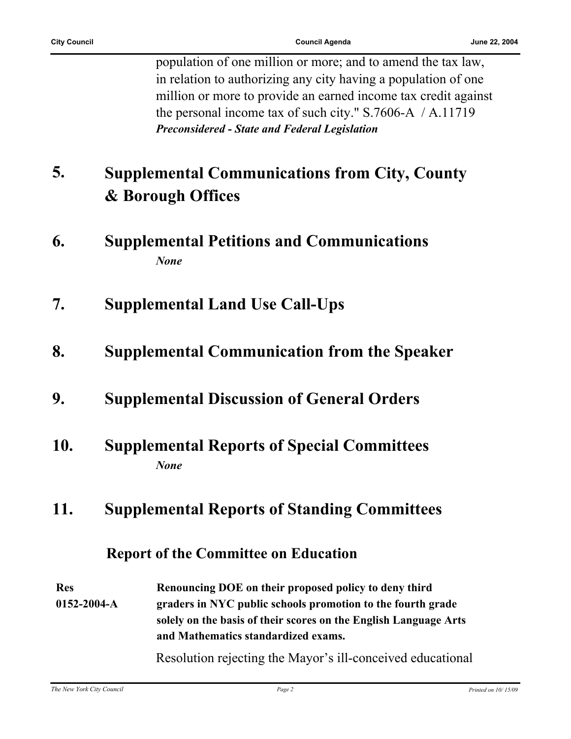population of one million or more; and to amend the tax law, in relation to authorizing any city having a population of one million or more to provide an earned income tax credit against the personal income tax of such city." S.7606-A / A.11719

***Preconsidered - State and Federal Legislation***

## 5. Supplemental Communications from City, County & Borough Offices

## 6. Supplemental Petitions and Communications

*None*

## 7. Supplemental Land Use Call-Ups

## 8. Supplemental Communication from the Speaker

## 9. Supplemental Discussion of General Orders

## 10. Supplemental Reports of Special Committees

*None*

## 11. Supplemental Reports of Standing Committees

### Report of the Committee on Education

**Res 0152-2004-A** **Renouncing DOE on their proposed policy to deny third graders in NYC public schools promotion to the fourth grade solely on the basis of their scores on the English Language Arts and Mathematics standardized exams.**

Resolution rejecting the Mayor's ill-conceived educational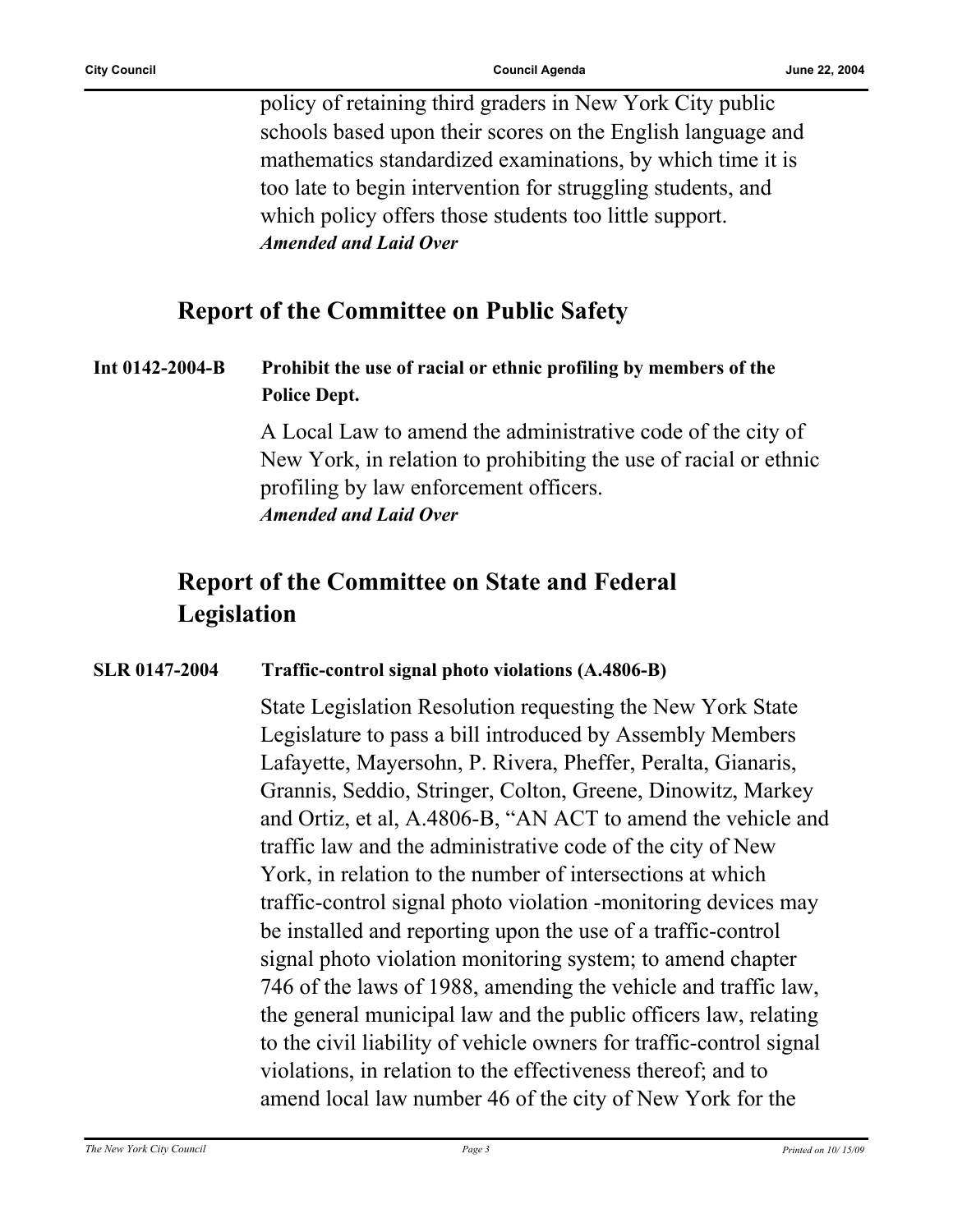policy of retaining third graders in New York City public schools based upon their scores on the English language and mathematics standardized examinations, by which time it is too late to begin intervention for struggling students, and which policy offers those students too little support.
***Amended and Laid Over***

## Report of the Committee on Public Safety

**Int 0142-2004-B** **Prohibit the use of racial or ethnic profiling by members of the Police Dept.**

A Local Law to amend the administrative code of the city of New York, in relation to prohibiting the use of racial or ethnic profiling by law enforcement officers.
***Amended and Laid Over***

## Report of the Committee on State and Federal Legislation

**SLR 0147-2004** **Traffic-control signal photo violations (A.4806-B)**

State Legislation Resolution requesting the New York State Legislature to pass a bill introduced by Assembly Members Lafayette, Mayersohn, P. Rivera, Pheffer, Peralta, Gianaris, Grannis, Seddio, Stringer, Colton, Greene, Dinowitz, Markey and Ortiz, et al, A.4806-B, "AN ACT to amend the vehicle and traffic law and the administrative code of the city of New York, in relation to the number of intersections at which traffic-control signal photo violation -monitoring devices may be installed and reporting upon the use of a traffic-control signal photo violation monitoring system; to amend chapter 746 of the laws of 1988, amending the vehicle and traffic law, the general municipal law and the public officers law, relating to the civil liability of vehicle owners for traffic-control signal violations, in relation to the effectiveness thereof; and to amend local law number 46 of the city of New York for the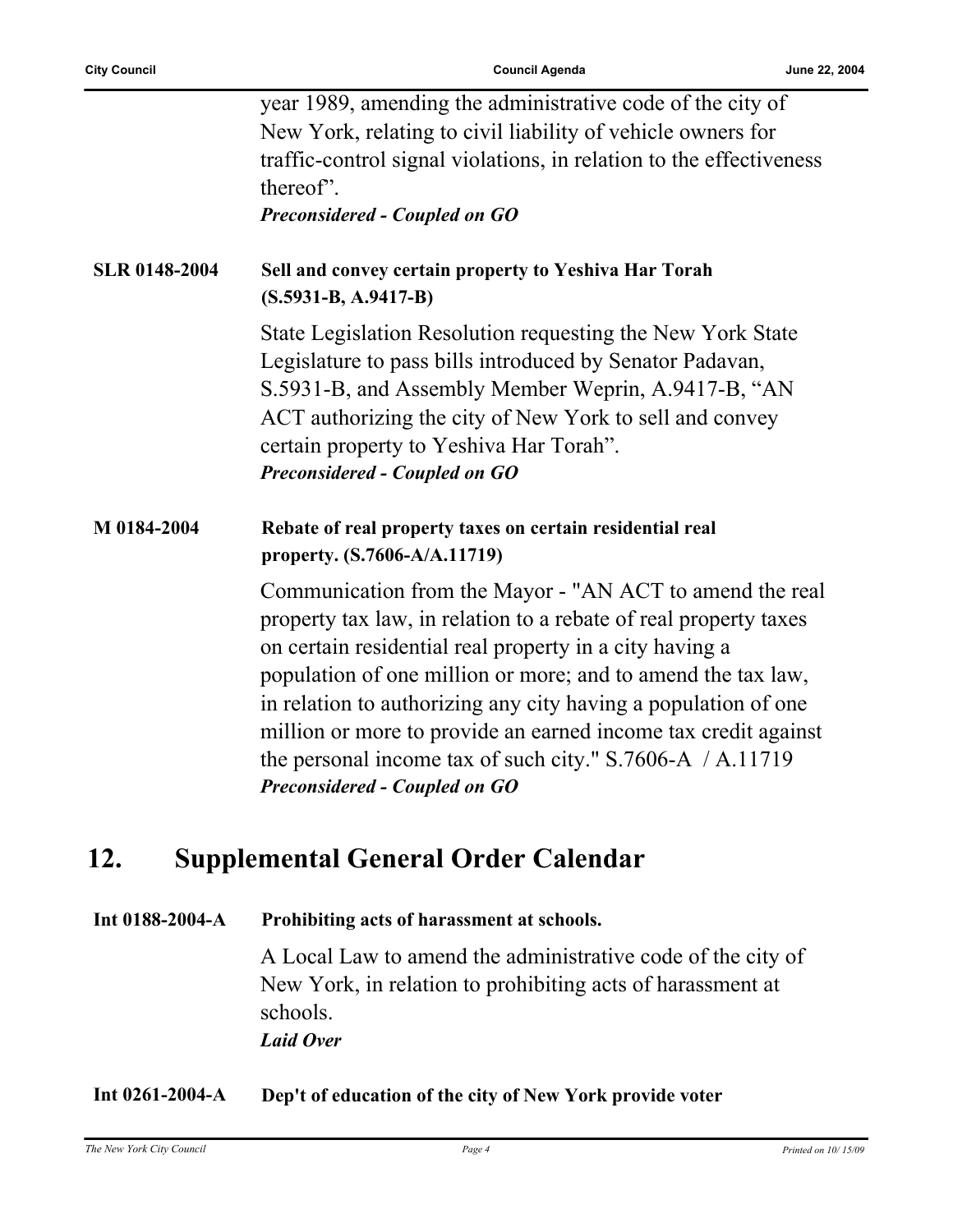year 1989, amending the administrative code of the city of New York, relating to civil liability of vehicle owners for traffic-control signal violations, in relation to the effectiveness thereof".

***Preconsidered - Coupled on GO***

**SLR 0148-2004** **Sell and convey certain property to Yeshiva Har Torah (S.5931-B, A.9417-B)**

State Legislation Resolution requesting the New York State Legislature to pass bills introduced by Senator Padavan, S.5931-B, and Assembly Member Weprin, A.9417-B, "AN ACT authorizing the city of New York to sell and convey certain property to Yeshiva Har Torah".

***Preconsidered - Coupled on GO***

**M 0184-2004** **Rebate of real property taxes on certain residential real property. (S.7606-A/A.11719)**

Communication from the Mayor - "AN ACT to amend the real property tax law, in relation to a rebate of real property taxes on certain residential real property in a city having a population of one million or more; and to amend the tax law, in relation to authorizing any city having a population of one million or more to provide an earned income tax credit against the personal income tax of such city." S.7606-A / A.11719

***Preconsidered - Coupled on GO***

## 12. Supplemental General Order Calendar

**Int 0188-2004-A** **Prohibiting acts of harassment at schools.**

A Local Law to amend the administrative code of the city of New York, in relation to prohibiting acts of harassment at schools.

***Laid Over***

**Int 0261-2004-A** **Dep't of education of the city of New York provide voter**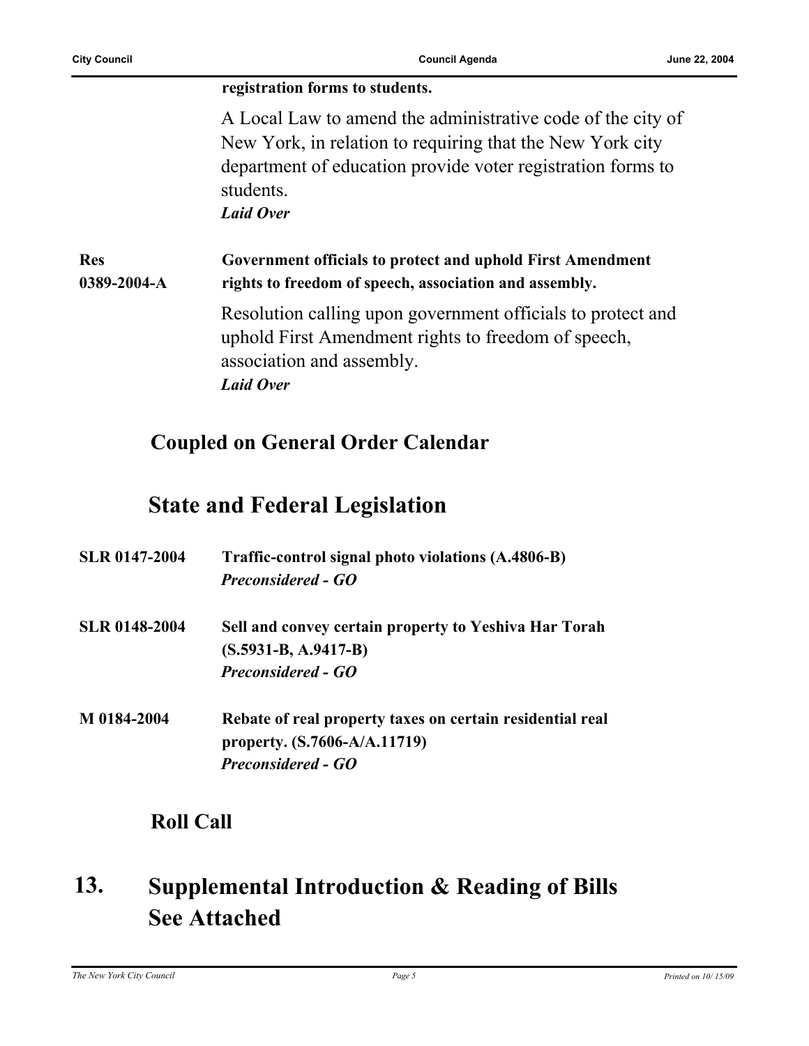**registration forms to students.**

A Local Law to amend the administrative code of the city of New York, in relation to requiring that the New York city department of education provide voter registration forms to students.

***Laid Over***

**Res 0389-2004-A** **Government officials to protect and uphold First Amendment rights to freedom of speech, association and assembly.**

Resolution calling upon government officials to protect and uphold First Amendment rights to freedom of speech, association and assembly.

***Laid Over***

## Coupled on General Order Calendar

## State and Federal Legislation

**SLR 0147-2004** **Traffic-control signal photo violations (A.4806-B)**

***Preconsidered - GO***

**SLR 0148-2004** **Sell and convey certain property to Yeshiva Har Torah (S.5931-B, A.9417-B)**

***Preconsidered - GO***

**M 0184-2004** **Rebate of real property taxes on certain residential real property. (S.7606-A/A.11719)**

***Preconsidered - GO***

## Roll Call

# 13. Supplemental Introduction & Reading of Bills See Attached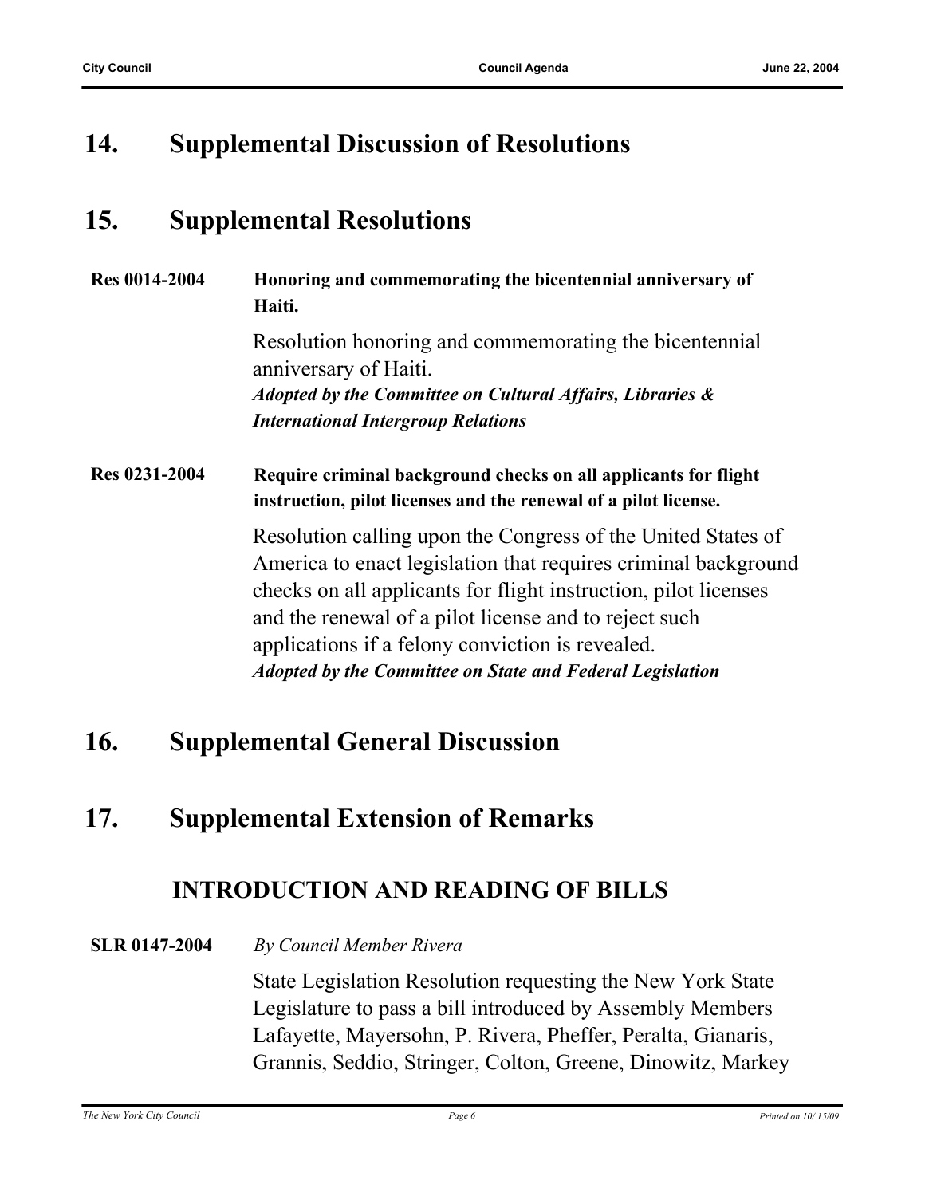## 14. Supplemental Discussion of Resolutions

## 15. Supplemental Resolutions

**Res 0014-2004** **Honoring and commemorating the bicentennial anniversary of Haiti.**

Resolution honoring and commemorating the bicentennial anniversary of Haiti.
***Adopted by the Committee on Cultural Affairs, Libraries & International Intergroup Relations***

**Res 0231-2004** **Require criminal background checks on all applicants for flight instruction, pilot licenses and the renewal of a pilot license.**

Resolution calling upon the Congress of the United States of America to enact legislation that requires criminal background checks on all applicants for flight instruction, pilot licenses and the renewal of a pilot license and to reject such applications if a felony conviction is revealed.
***Adopted by the Committee on State and Federal Legislation***

## 16. Supplemental General Discussion

## 17. Supplemental Extension of Remarks

### INTRODUCTION AND READING OF BILLS

**SLR 0147-2004** *By Council Member Rivera*

State Legislation Resolution requesting the New York State Legislature to pass a bill introduced by Assembly Members Lafayette, Mayersohn, P. Rivera, Pheffer, Peralta, Gianaris, Grannis, Seddio, Stringer, Colton, Greene, Dinowitz, Markey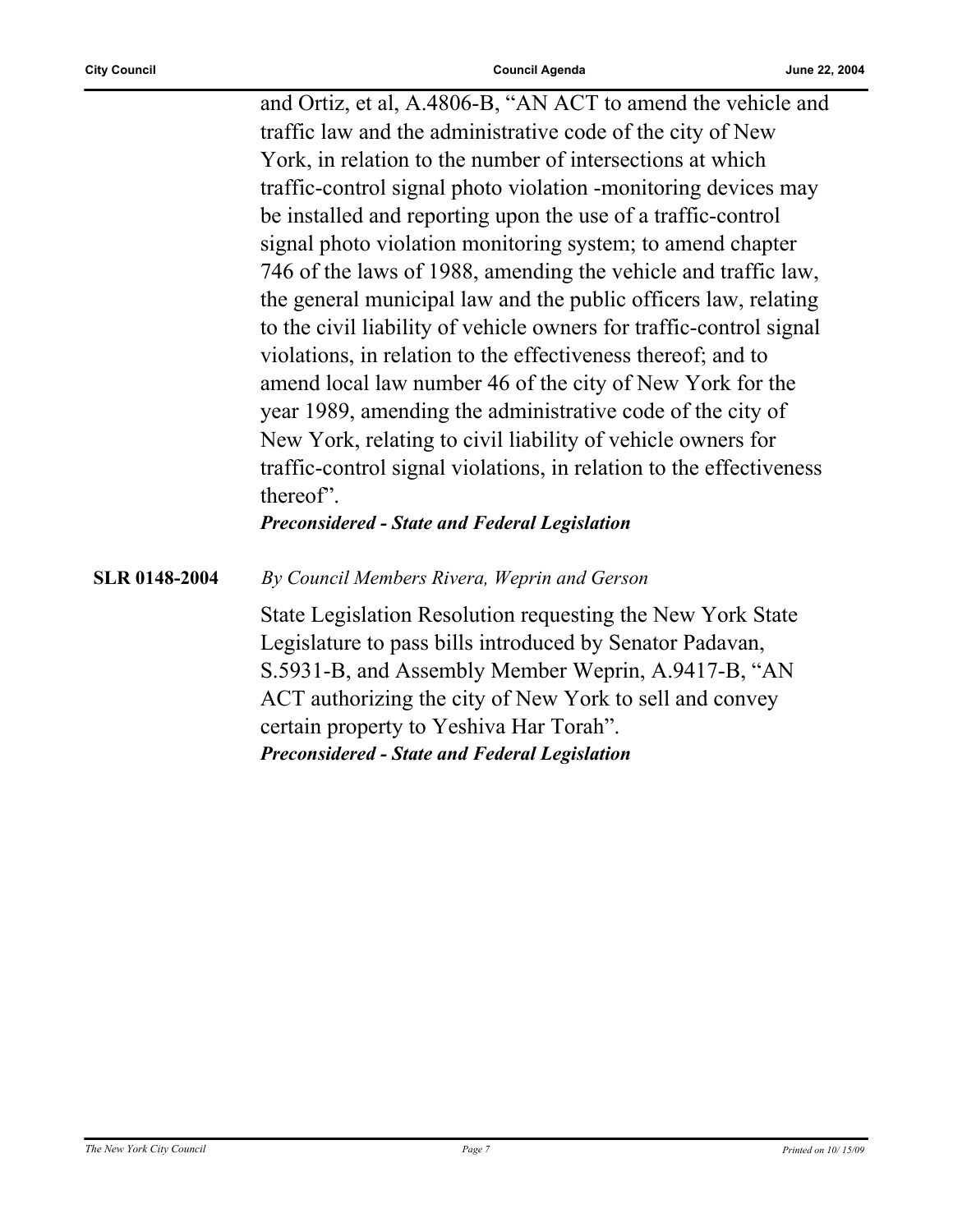and Ortiz, et al, A.4806-B, "AN ACT to amend the vehicle and traffic law and the administrative code of the city of New York, in relation to the number of intersections at which traffic-control signal photo violation -monitoring devices may be installed and reporting upon the use of a traffic-control signal photo violation monitoring system; to amend chapter 746 of the laws of 1988, amending the vehicle and traffic law, the general municipal law and the public officers law, relating to the civil liability of vehicle owners for traffic-control signal violations, in relation to the effectiveness thereof; and to amend local law number 46 of the city of New York for the year 1989, amending the administrative code of the city of New York, relating to civil liability of vehicle owners for traffic-control signal violations, in relation to the effectiveness thereof".

***Preconsidered - State and Federal Legislation***

**SLR 0148-2004** *By Council Members Rivera, Weprin and Gerson*

State Legislation Resolution requesting the New York State Legislature to pass bills introduced by Senator Padavan, S.5931-B, and Assembly Member Weprin, A.9417-B, "AN ACT authorizing the city of New York to sell and convey certain property to Yeshiva Har Torah".

***Preconsidered - State and Federal Legislation***